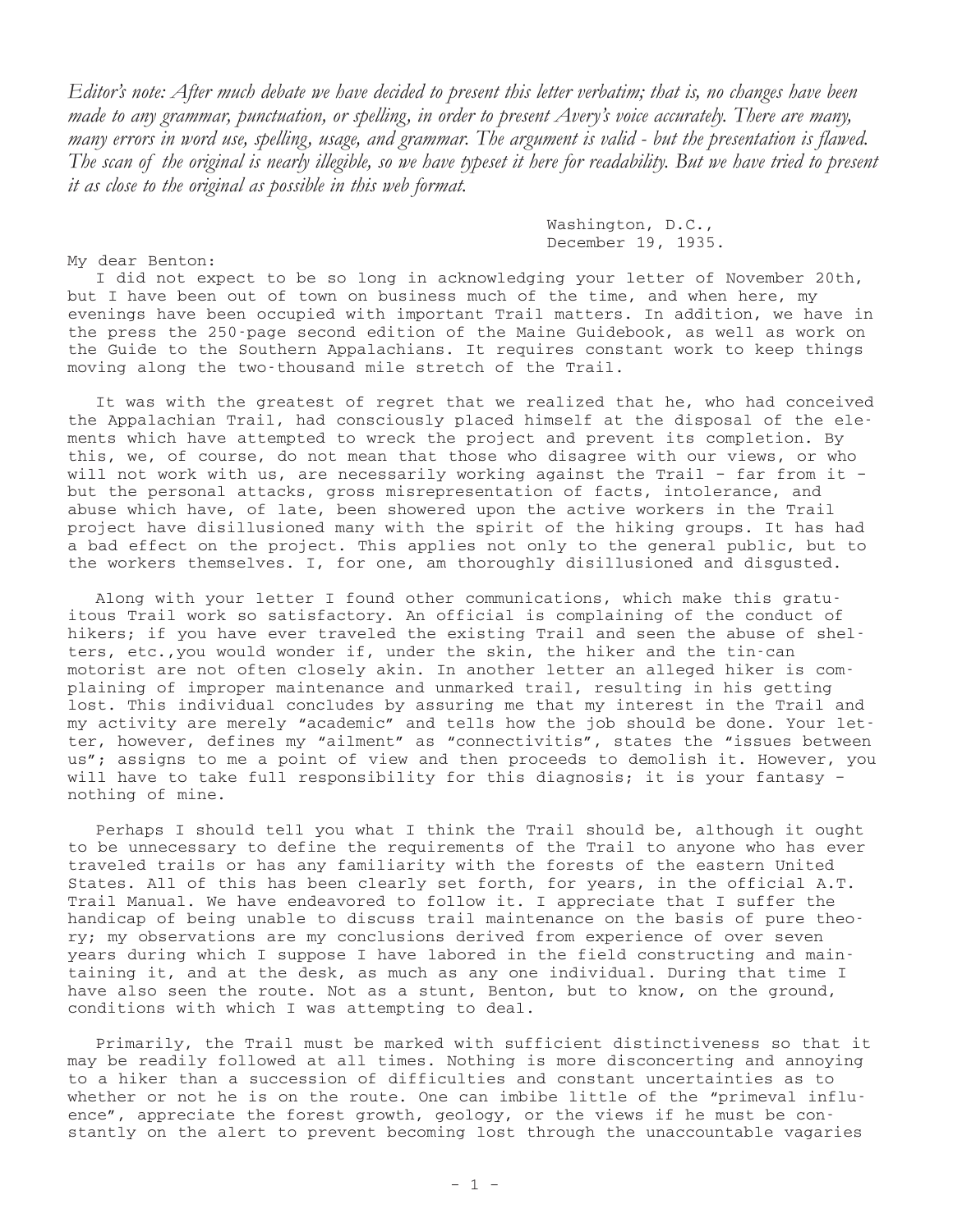*Editor's note: After much debate we have decided to present this letter verbatim; that is, no changes have been made to any grammar, punctuation, or spelling, in order to present Avery's voice accurately. There are many, many errors in word use, spelling, usage, and grammar. The argument is valid - but the presentation is flawed. The scan of the original is nearly illegible, so we have typeset it here for readability. But we have tried to present it as close to the original as possible in this web format.*

Washington, D.C.,
December 19, 1935.

My dear Benton:

I did not expect to be so long in acknowledging your letter of November 20th, but I have been out of town on business much of the time, and when here, my evenings have been occupied with important Trail matters. In addition, we have in the press the 250-page second edition of the Maine Guidebook, as well as work on the Guide to the Southern Appalachians. It requires constant work to keep things moving along the two-thousand mile stretch of the Trail.

It was with the greatest of regret that we realized that he, who had conceived the Appalachian Trail, had consciously placed himself at the disposal of the elements which have attempted to wreck the project and prevent its completion. By this, we, of course, do not mean that those who disagree with our views, or who will not work with us, are necessarily working against the Trail – far from it – but the personal attacks, gross misrepresentation of facts, intolerance, and abuse which have, of late, been showered upon the active workers in the Trail project have disillusioned many with the spirit of the hiking groups. It has had a bad effect on the project. This applies not only to the general public, but to the workers themselves. I, for one, am thoroughly disillusioned and disgusted.

Along with your letter I found other communications, which make this gratuitous Trail work so satisfactory. An official is complaining of the conduct of hikers; if you have ever traveled the existing Trail and seen the abuse of shelters, etc.,you would wonder if, under the skin, the hiker and the tin-can motorist are not often closely akin. In another letter an alleged hiker is complaining of improper maintenance and unmarked trail, resulting in his getting lost. This individual concludes by assuring me that my interest in the Trail and my activity are merely "academic" and tells how the job should be done. Your letter, however, defines my "ailment" as "connectivitis", states the "issues between us"; assigns to me a point of view and then proceeds to demolish it. However, you will have to take full responsibility for this diagnosis; it is your fantasy – nothing of mine.

Perhaps I should tell you what I think the Trail should be, although it ought to be unnecessary to define the requirements of the Trail to anyone who has ever traveled trails or has any familiarity with the forests of the eastern United States. All of this has been clearly set forth, for years, in the official A.T. Trail Manual. We have endeavored to follow it. I appreciate that I suffer the handicap of being unable to discuss trail maintenance on the basis of pure theory; my observations are my conclusions derived from experience of over seven years during which I suppose I have labored in the field constructing and maintaining it, and at the desk, as much as any one individual. During that time I have also seen the route. Not as a stunt, Benton, but to know, on the ground, conditions with which I was attempting to deal.

Primarily, the Trail must be marked with sufficient distinctiveness so that it may be readily followed at all times. Nothing is more disconcerting and annoying to a hiker than a succession of difficulties and constant uncertainties as to whether or not he is on the route. One can imbibe little of the "primeval influence", appreciate the forest growth, geology, or the views if he must be constantly on the alert to prevent becoming lost through the unaccountable vagaries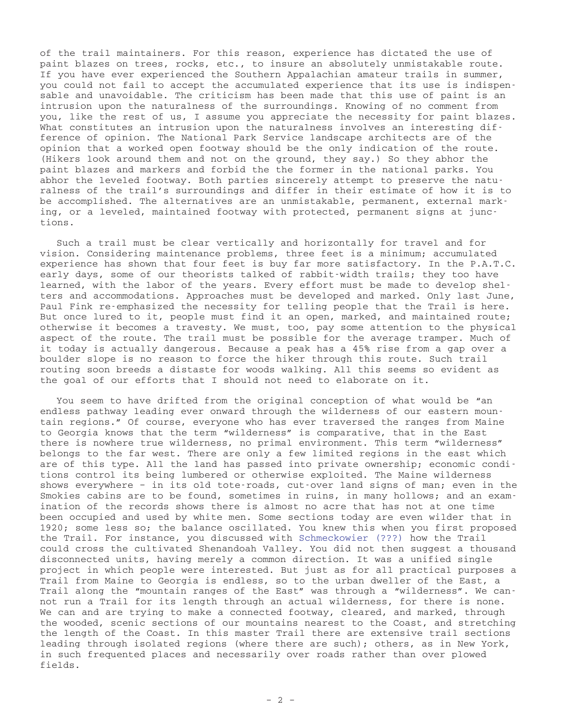of the trail maintainers. For this reason, experience has dictated the use of paint blazes on trees, rocks, etc., to insure an absolutely unmistakable route. If you have ever experienced the Southern Appalachian amateur trails in summer, you could not fail to accept the accumulated experience that its use is indispensable and unavoidable. The criticism has been made that this use of paint is an intrusion upon the naturalness of the surroundings. Knowing of no comment from you, like the rest of us, I assume you appreciate the necessity for paint blazes. What constitutes an intrusion upon the naturalness involves an interesting difference of opinion. The National Park Service landscape architects are of the opinion that a worked open footway should be the only indication of the route. (Hikers look around them and not on the ground, they say.) So they abhor the paint blazes and markers and forbid the the former in the national parks. You abhor the leveled footway. Both parties sincerely attempt to preserve the naturalness of the trail's surroundings and differ in their estimate of how it is to be accomplished. The alternatives are an unmistakable, permanent, external marking, or a leveled, maintained footway with protected, permanent signs at junctions.

Such a trail must be clear vertically and horizontally for travel and for vision. Considering maintenance problems, three feet is a minimum; accumulated experience has shown that four feet is buy far more satisfactory. In the P.A.T.C. early days, some of our theorists talked of rabbit-width trails; they too have learned, with the labor of the years. Every effort must be made to develop shelters and accommodations. Approaches must be developed and marked. Only last June, Paul Fink re-emphasized the necessity for telling people that the Trail is here. But once lured to it, people must find it an open, marked, and maintained route; otherwise it becomes a travesty. We must, too, pay some attention to the physical aspect of the route. The trail must be possible for the average tramper. Much of it today is actually dangerous. Because a peak has a 45% rise from a gap over a boulder slope is no reason to force the hiker through this route. Such trail routing soon breeds a distaste for woods walking. All this seems so evident as the goal of our efforts that I should not need to elaborate on it.

You seem to have drifted from the original conception of what would be "an endless pathway leading ever onward through the wilderness of our eastern mountain regions." Of course, everyone who has ever traversed the ranges from Maine to Georgia knows that the term "wilderness" is comparative, that in the East there is nowhere true wilderness, no primal environment. This term "wilderness" belongs to the far west. There are only a few limited regions in the east which are of this type. All the land has passed into private ownership; economic conditions control its being lumbered or otherwise exploited. The Maine wilderness shows everywhere – in its old tote-roads, cut-over land signs of man; even in the Smokies cabins are to be found, sometimes in ruins, in many hollows; and an examination of the records shows there is almost no acre that has not at one time been occupied and used by white men. Some sections today are even wilder that in 1920; some less so; the balance oscillated. You knew this when you first proposed the Trail. For instance, you discussed with Schmeckowier (???) how the Trail could cross the cultivated Shenandoah Valley. You did not then suggest a thousand disconnected units, having merely a common direction. It was a unified single project in which people were interested. But just as for all practical purposes a Trail from Maine to Georgia is endless, so to the urban dweller of the East, a Trail along the "mountain ranges of the East" was through a "wilderness". We cannot run a Trail for its length through an actual wilderness, for there is none. We can and are trying to make a connected footway, cleared, and marked, through the wooded, scenic sections of our mountains nearest to the Coast, and stretching the length of the Coast. In this master Trail there are extensive trail sections leading through isolated regions (where there are such); others, as in New York, in such frequented places and necessarily over roads rather than over plowed fields.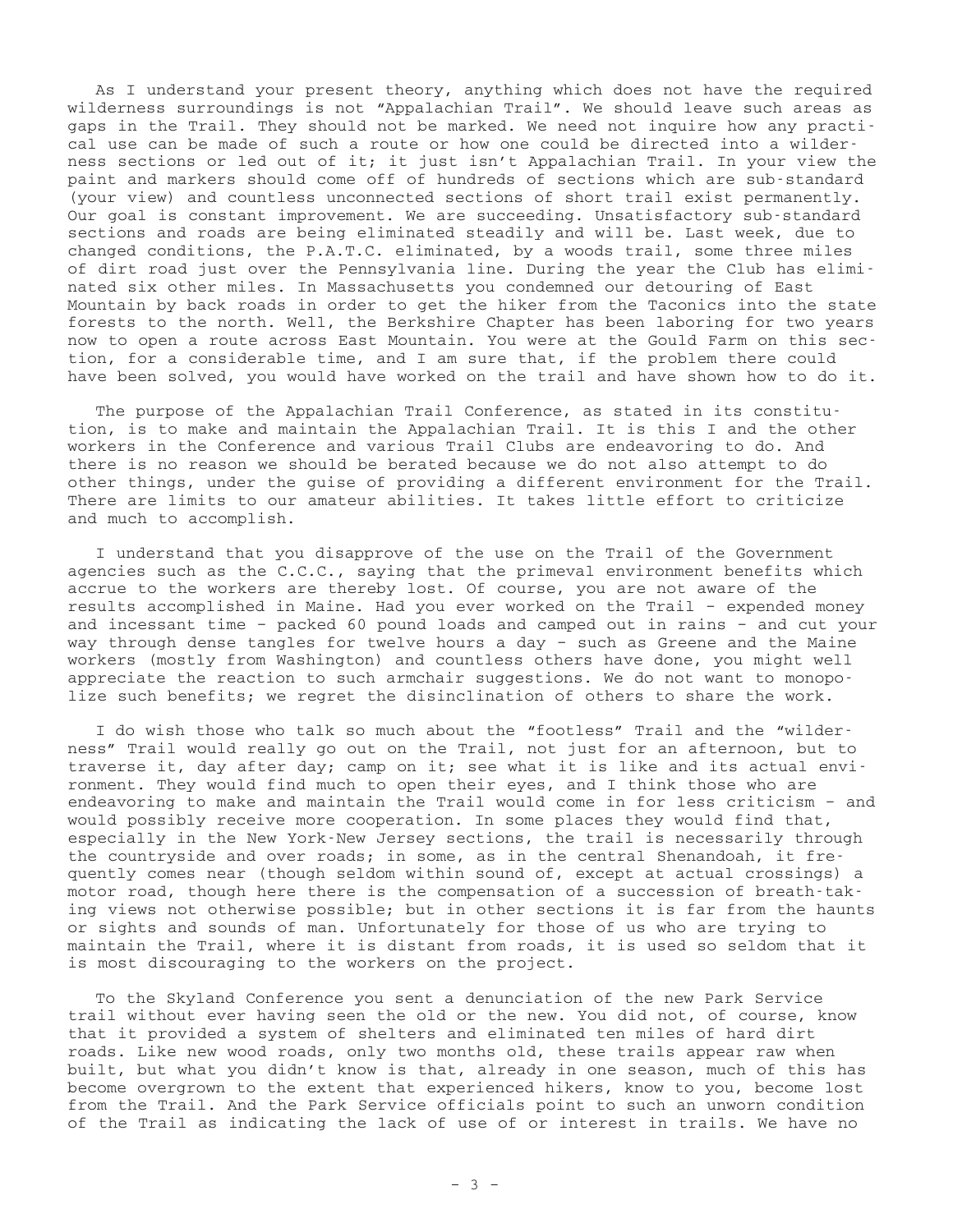As I understand your present theory, anything which does not have the required wilderness surroundings is not "Appalachian Trail". We should leave such areas as gaps in the Trail. They should not be marked. We need not inquire how any practical use can be made of such a route or how one could be directed into a wilderness sections or led out of it; it just isn't Appalachian Trail. In your view the paint and markers should come off of hundreds of sections which are sub-standard (your view) and countless unconnected sections of short trail exist permanently. Our goal is constant improvement. We are succeeding. Unsatisfactory sub-standard sections and roads are being eliminated steadily and will be. Last week, due to changed conditions, the P.A.T.C. eliminated, by a woods trail, some three miles of dirt road just over the Pennsylvania line. During the year the Club has eliminated six other miles. In Massachusetts you condemned our detouring of East Mountain by back roads in order to get the hiker from the Taconics into the state forests to the north. Well, the Berkshire Chapter has been laboring for two years now to open a route across East Mountain. You were at the Gould Farm on this section, for a considerable time, and I am sure that, if the problem there could have been solved, you would have worked on the trail and have shown how to do it.

The purpose of the Appalachian Trail Conference, as stated in its constitution, is to make and maintain the Appalachian Trail. It is this I and the other workers in the Conference and various Trail Clubs are endeavoring to do. And there is no reason we should be berated because we do not also attempt to do other things, under the guise of providing a different environment for the Trail. There are limits to our amateur abilities. It takes little effort to criticize and much to accomplish.

I understand that you disapprove of the use on the Trail of the Government agencies such as the C.C.C., saying that the primeval environment benefits which accrue to the workers are thereby lost. Of course, you are not aware of the results accomplished in Maine. Had you ever worked on the Trail – expended money and incessant time – packed 60 pound loads and camped out in rains – and cut your way through dense tangles for twelve hours a day – such as Greene and the Maine workers (mostly from Washington) and countless others have done, you might well appreciate the reaction to such armchair suggestions. We do not want to monopolize such benefits; we regret the disinclination of others to share the work.

I do wish those who talk so much about the "footless" Trail and the "wilderness" Trail would really go out on the Trail, not just for an afternoon, but to traverse it, day after day; camp on it; see what it is like and its actual environment. They would find much to open their eyes, and I think those who are endeavoring to make and maintain the Trail would come in for less criticism – and would possibly receive more cooperation. In some places they would find that, especially in the New York-New Jersey sections, the trail is necessarily through the countryside and over roads; in some, as in the central Shenandoah, it frequently comes near (though seldom within sound of, except at actual crossings) a motor road, though here there is the compensation of a succession of breath-taking views not otherwise possible; but in other sections it is far from the haunts or sights and sounds of man. Unfortunately for those of us who are trying to maintain the Trail, where it is distant from roads, it is used so seldom that it is most discouraging to the workers on the project.

To the Skyland Conference you sent a denunciation of the new Park Service trail without ever having seen the old or the new. You did not, of course, know that it provided a system of shelters and eliminated ten miles of hard dirt roads. Like new wood roads, only two months old, these trails appear raw when built, but what you didn't know is that, already in one season, much of this has become overgrown to the extent that experienced hikers, know to you, become lost from the Trail. And the Park Service officials point to such an unworn condition of the Trail as indicating the lack of use of or interest in trails. We have no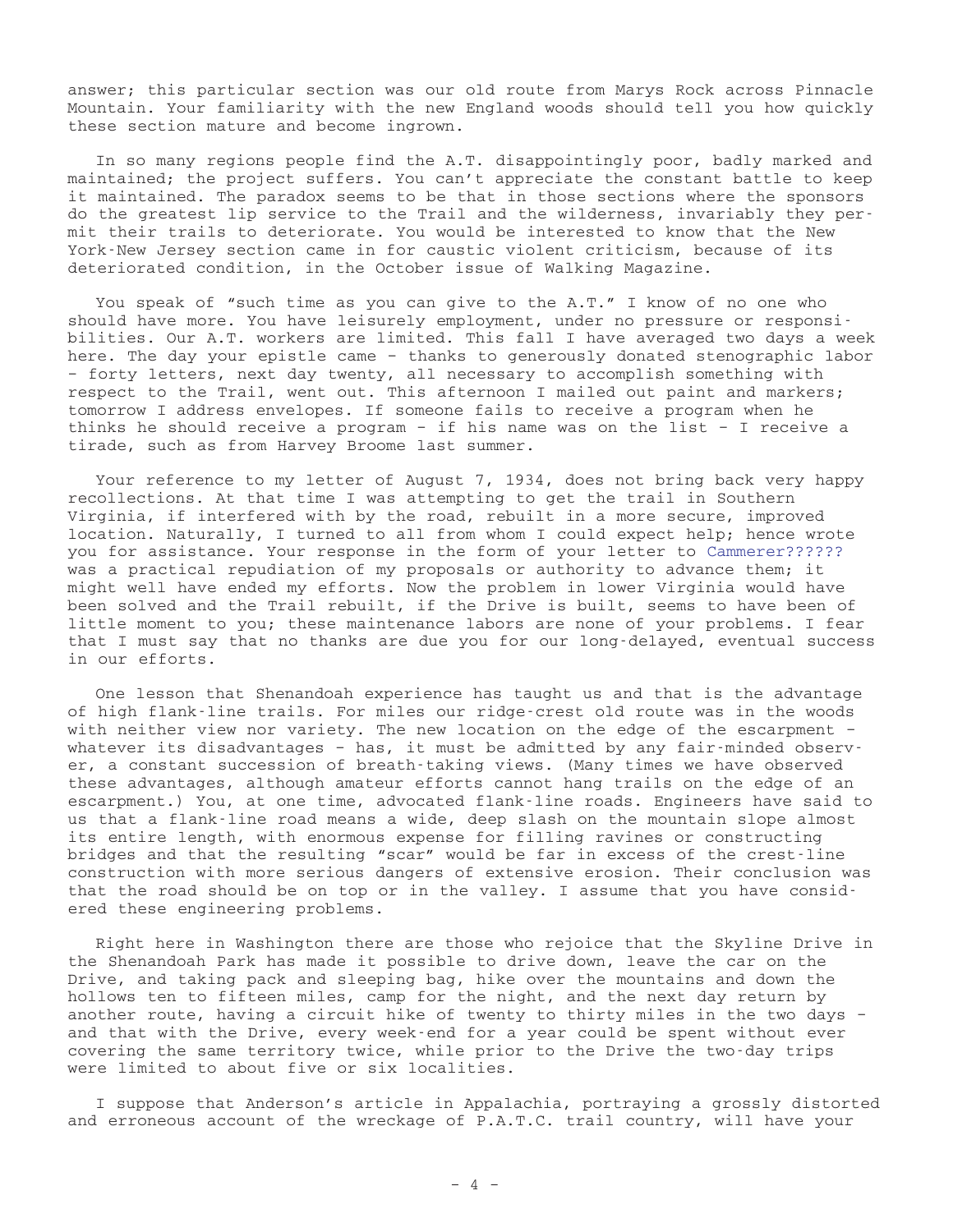answer; this particular section was our old route from Marys Rock across Pinnacle Mountain. Your familiarity with the new England woods should tell you how quickly these section mature and become ingrown.

In so many regions people find the A.T. disappointingly poor, badly marked and maintained; the project suffers. You can't appreciate the constant battle to keep it maintained. The paradox seems to be that in those sections where the sponsors do the greatest lip service to the Trail and the wilderness, invariably they permit their trails to deteriorate. You would be interested to know that the New York-New Jersey section came in for caustic violent criticism, because of its deteriorated condition, in the October issue of Walking Magazine.

You speak of "such time as you can give to the A.T." I know of no one who should have more. You have leisurely employment, under no pressure or responsibilities. Our A.T. workers are limited. This fall I have averaged two days a week here. The day your epistle came - thanks to generously donated stenographic labor - forty letters, next day twenty, all necessary to accomplish something with respect to the Trail, went out. This afternoon I mailed out paint and markers; tomorrow I address envelopes. If someone fails to receive a program when he thinks he should receive a program - if his name was on the list - I receive a tirade, such as from Harvey Broome last summer.

Your reference to my letter of August 7, 1934, does not bring back very happy recollections. At that time I was attempting to get the trail in Southern Virginia, if interfered with by the road, rebuilt in a more secure, improved location. Naturally, I turned to all from whom I could expect help; hence wrote you for assistance. Your response in the form of your letter to Cammerer?????? was a practical repudiation of my proposals or authority to advance them; it might well have ended my efforts. Now the problem in lower Virginia would have been solved and the Trail rebuilt, if the Drive is built, seems to have been of little moment to you; these maintenance labors are none of your problems. I fear that I must say that no thanks are due you for our long-delayed, eventual success in our efforts.

One lesson that Shenandoah experience has taught us and that is the advantage of high flank-line trails. For miles our ridge-crest old route was in the woods with neither view nor variety. The new location on the edge of the escarpment - whatever its disadvantages - has, it must be admitted by any fair-minded observer, a constant succession of breath-taking views. (Many times we have observed these advantages, although amateur efforts cannot hang trails on the edge of an escarpment.) You, at one time, advocated flank-line roads. Engineers have said to us that a flank-line road means a wide, deep slash on the mountain slope almost its entire length, with enormous expense for filling ravines or constructing bridges and that the resulting "scar" would be far in excess of the crest-line construction with more serious dangers of extensive erosion. Their conclusion was that the road should be on top or in the valley. I assume that you have considered these engineering problems.

Right here in Washington there are those who rejoice that the Skyline Drive in the Shenandoah Park has made it possible to drive down, leave the car on the Drive, and taking pack and sleeping bag, hike over the mountains and down the hollows ten to fifteen miles, camp for the night, and the next day return by another route, having a circuit hike of twenty to thirty miles in the two days - and that with the Drive, every week-end for a year could be spent without ever covering the same territory twice, while prior to the Drive the two-day trips were limited to about five or six localities.

I suppose that Anderson's article in Appalachia, portraying a grossly distorted and erroneous account of the wreckage of P.A.T.C. trail country, will have your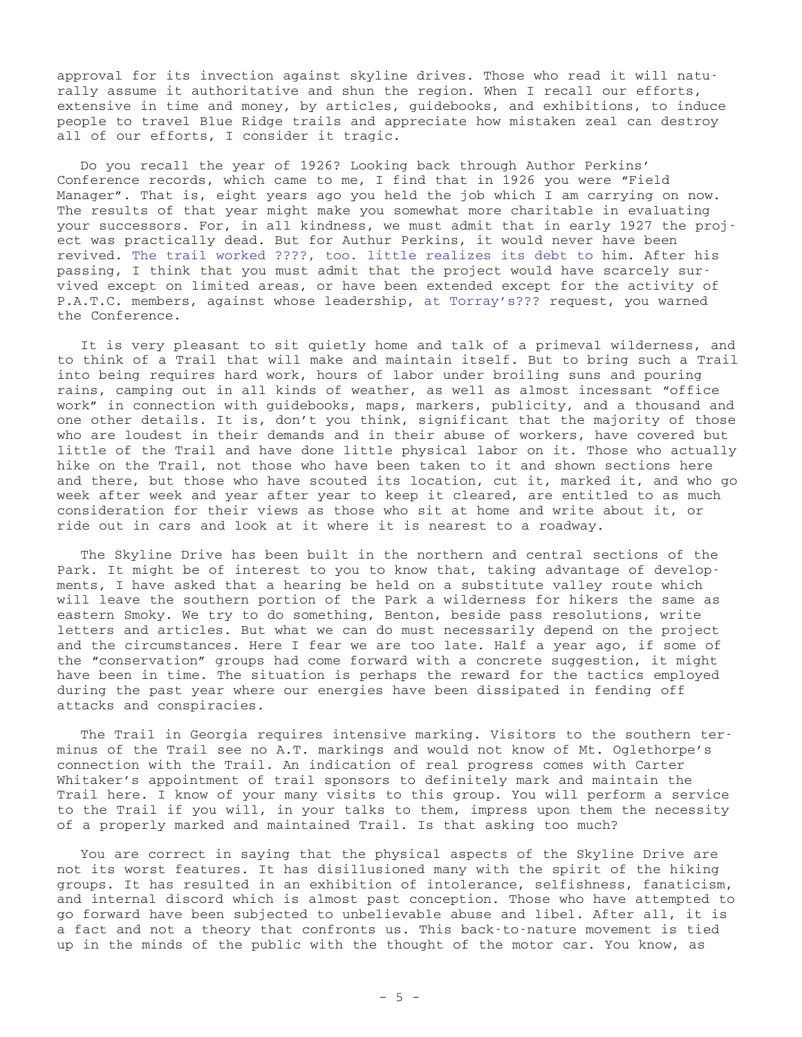approval for its invection against skyline drives. Those who read it will naturally assume it authoritative and shun the region. When I recall our efforts, extensive in time and money, by articles, guidebooks, and exhibitions, to induce people to travel Blue Ridge trails and appreciate how mistaken zeal can destroy all of our efforts, I consider it tragic.

Do you recall the year of 1926? Looking back through Author Perkins' Conference records, which came to me, I find that in 1926 you were "Field Manager". That is, eight years ago you held the job which I am carrying on now. The results of that year might make you somewhat more charitable in evaluating your successors. For, in all kindness, we must admit that in early 1927 the project was practically dead. But for Authur Perkins, it would never have been revived. The trail worked ????, too. little realizes its debt to him. After his passing, I think that you must admit that the project would have scarcely survived except on limited areas, or have been extended except for the activity of P.A.T.C. members, against whose leadership, at Torray's??? request, you warned the Conference.

It is very pleasant to sit quietly home and talk of a primeval wilderness, and to think of a Trail that will make and maintain itself. But to bring such a Trail into being requires hard work, hours of labor under broiling suns and pouring rains, camping out in all kinds of weather, as well as almost incessant "office work" in connection with guidebooks, maps, markers, publicity, and a thousand and one other details. It is, don't you think, significant that the majority of those who are loudest in their demands and in their abuse of workers, have covered but little of the Trail and have done little physical labor on it. Those who actually hike on the Trail, not those who have been taken to it and shown sections here and there, but those who have scouted its location, cut it, marked it, and who go week after week and year after year to keep it cleared, are entitled to as much consideration for their views as those who sit at home and write about it, or ride out in cars and look at it where it is nearest to a roadway.

The Skyline Drive has been built in the northern and central sections of the Park. It might be of interest to you to know that, taking advantage of developments, I have asked that a hearing be held on a substitute valley route which will leave the southern portion of the Park a wilderness for hikers the same as eastern Smoky. We try to do something, Benton, beside pass resolutions, write letters and articles. But what we can do must necessarily depend on the project and the circumstances. Here I fear we are too late. Half a year ago, if some of the "conservation" groups had come forward with a concrete suggestion, it might have been in time. The situation is perhaps the reward for the tactics employed during the past year where our energies have been dissipated in fending off attacks and conspiracies.

The Trail in Georgia requires intensive marking. Visitors to the southern terminus of the Trail see no A.T. markings and would not know of Mt. Oglethorpe's connection with the Trail. An indication of real progress comes with Carter Whitaker's appointment of trail sponsors to definitely mark and maintain the Trail here. I know of your many visits to this group. You will perform a service to the Trail if you will, in your talks to them, impress upon them the necessity of a properly marked and maintained Trail. Is that asking too much?

You are correct in saying that the physical aspects of the Skyline Drive are not its worst features. It has disillusioned many with the spirit of the hiking groups. It has resulted in an exhibition of intolerance, selfishness, fanaticism, and internal discord which is almost past conception. Those who have attempted to go forward have been subjected to unbelievable abuse and libel. After all, it is a fact and not a theory that confronts us. This back-to-nature movement is tied up in the minds of the public with the thought of the motor car. You know, as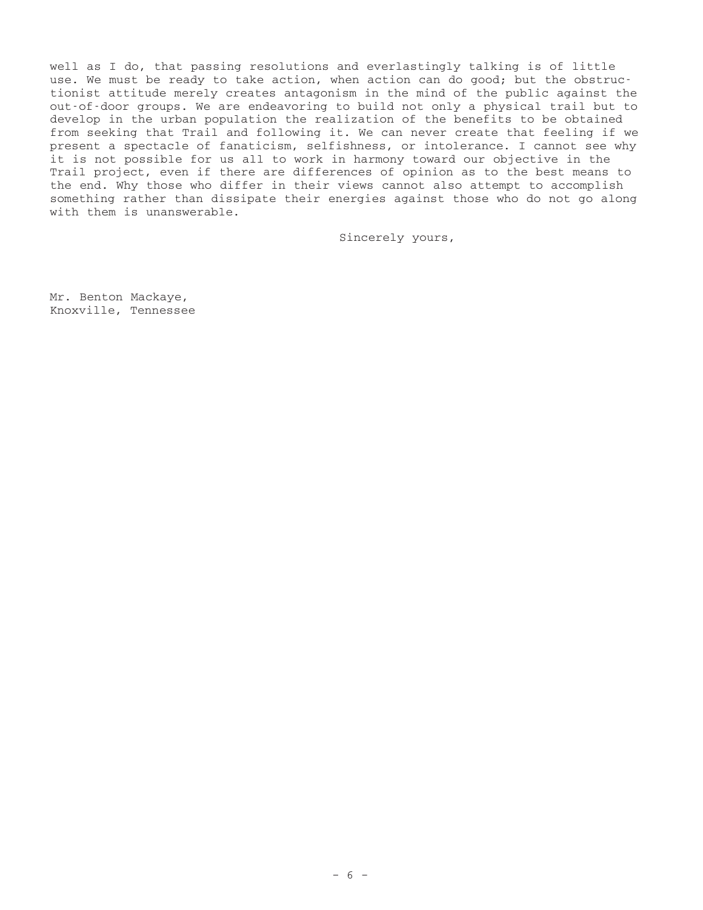well as I do, that passing resolutions and everlastingly talking is of little use. We must be ready to take action, when action can do good; but the obstructionist attitude merely creates antagonism in the mind of the public against the out-of-door groups. We are endeavoring to build not only a physical trail but to develop in the urban population the realization of the benefits to be obtained from seeking that Trail and following it. We can never create that feeling if we present a spectacle of fanaticism, selfishness, or intolerance. I cannot see why it is not possible for us all to work in harmony toward our objective in the Trail project, even if there are differences of opinion as to the best means to the end. Why those who differ in their views cannot also attempt to accomplish something rather than dissipate their energies against those who do not go along with them is unanswerable.

Sincerely yours,

Mr. Benton Mackaye,
Knoxville, Tennessee